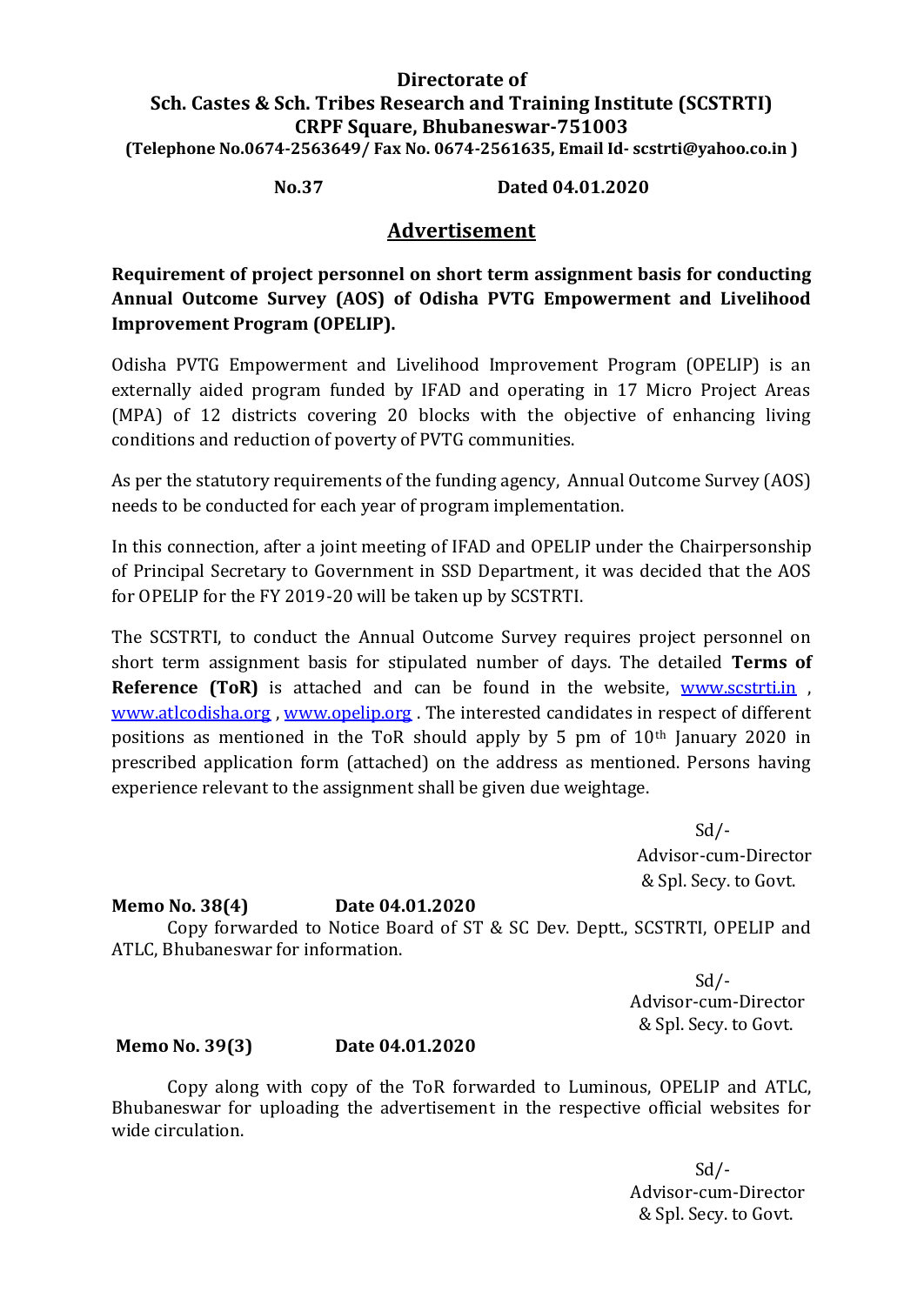**Directorate of**
**Sch. Castes & Sch. Tribes Research and Training Institute (SCSTRTI)**
**CRPF Square, Bhubaneswar-751003**
**(Telephone No.0674-2563649/ Fax No. 0674-2561635, Email Id- scstrti@yahoo.co.in )**

**No.37 Dated 04.01.2020**

## Advertisement

**Requirement of project personnel on short term assignment basis for conducting Annual Outcome Survey (AOS) of Odisha PVTG Empowerment and Livelihood Improvement Program (OPELIP).**

Odisha PVTG Empowerment and Livelihood Improvement Program (OPELIP) is an externally aided program funded by IFAD and operating in 17 Micro Project Areas (MPA) of 12 districts covering 20 blocks with the objective of enhancing living conditions and reduction of poverty of PVTG communities.

As per the statutory requirements of the funding agency, Annual Outcome Survey (AOS) needs to be conducted for each year of program implementation.

In this connection, after a joint meeting of IFAD and OPELIP under the Chairpersonship of Principal Secretary to Government in SSD Department, it was decided that the AOS for OPELIP for the FY 2019-20 will be taken up by SCSTRTI.

The SCSTRTI, to conduct the Annual Outcome Survey requires project personnel on short term assignment basis for stipulated number of days. The detailed **Terms of Reference (ToR)** is attached and can be found in the website, www.scstrti.in , www.atlcodisha.org , www.opelip.org . The interested candidates in respect of different positions as mentioned in the ToR should apply by 5 pm of 10th January 2020 in prescribed application form (attached) on the address as mentioned. Persons having experience relevant to the assignment shall be given due weightage.

Sd/-
Advisor-cum-Director
& Spl. Secy. to Govt.

**Memo No. 38(4) Date 04.01.2020**

Copy forwarded to Notice Board of ST & SC Dev. Deptt., SCSTRTI, OPELIP and ATLC, Bhubaneswar for information.

Sd/-
Advisor-cum-Director
& Spl. Secy. to Govt.

**Memo No. 39(3) Date 04.01.2020**

Copy along with copy of the ToR forwarded to Luminous, OPELIP and ATLC, Bhubaneswar for uploading the advertisement in the respective official websites for wide circulation.

Sd/-
Advisor-cum-Director
& Spl. Secy. to Govt.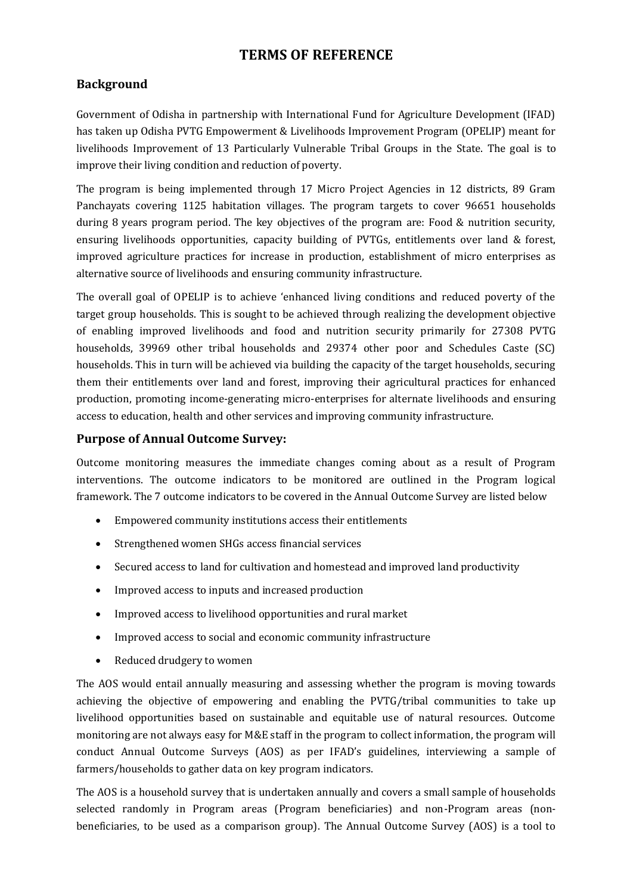# TERMS OF REFERENCE

## Background

Government of Odisha in partnership with International Fund for Agriculture Development (IFAD) has taken up Odisha PVTG Empowerment & Livelihoods Improvement Program (OPELIP) meant for livelihoods Improvement of 13 Particularly Vulnerable Tribal Groups in the State. The goal is to improve their living condition and reduction of poverty.

The program is being implemented through 17 Micro Project Agencies in 12 districts, 89 Gram Panchayats covering 1125 habitation villages. The program targets to cover 96651 households during 8 years program period. The key objectives of the program are: Food & nutrition security, ensuring livelihoods opportunities, capacity building of PVTGs, entitlements over land & forest, improved agriculture practices for increase in production, establishment of micro enterprises as alternative source of livelihoods and ensuring community infrastructure.

The overall goal of OPELIP is to achieve 'enhanced living conditions and reduced poverty of the target group households. This is sought to be achieved through realizing the development objective of enabling improved livelihoods and food and nutrition security primarily for 27308 PVTG households, 39969 other tribal households and 29374 other poor and Schedules Caste (SC) households. This in turn will be achieved via building the capacity of the target households, securing them their entitlements over land and forest, improving their agricultural practices for enhanced production, promoting income-generating micro-enterprises for alternate livelihoods and ensuring access to education, health and other services and improving community infrastructure.

## Purpose of Annual Outcome Survey:

Outcome monitoring measures the immediate changes coming about as a result of Program interventions. The outcome indicators to be monitored are outlined in the Program logical framework. The 7 outcome indicators to be covered in the Annual Outcome Survey are listed below

- Empowered community institutions access their entitlements
- Strengthened women SHGs access financial services
- Secured access to land for cultivation and homestead and improved land productivity
- Improved access to inputs and increased production
- Improved access to livelihood opportunities and rural market
- Improved access to social and economic community infrastructure
- Reduced drudgery to women

The AOS would entail annually measuring and assessing whether the program is moving towards achieving the objective of empowering and enabling the PVTG/tribal communities to take up livelihood opportunities based on sustainable and equitable use of natural resources. Outcome monitoring are not always easy for M&E staff in the program to collect information, the program will conduct Annual Outcome Surveys (AOS) as per IFAD's guidelines, interviewing a sample of farmers/households to gather data on key program indicators.

The AOS is a household survey that is undertaken annually and covers a small sample of households selected randomly in Program areas (Program beneficiaries) and non-Program areas (non-beneficiaries, to be used as a comparison group). The Annual Outcome Survey (AOS) is a tool to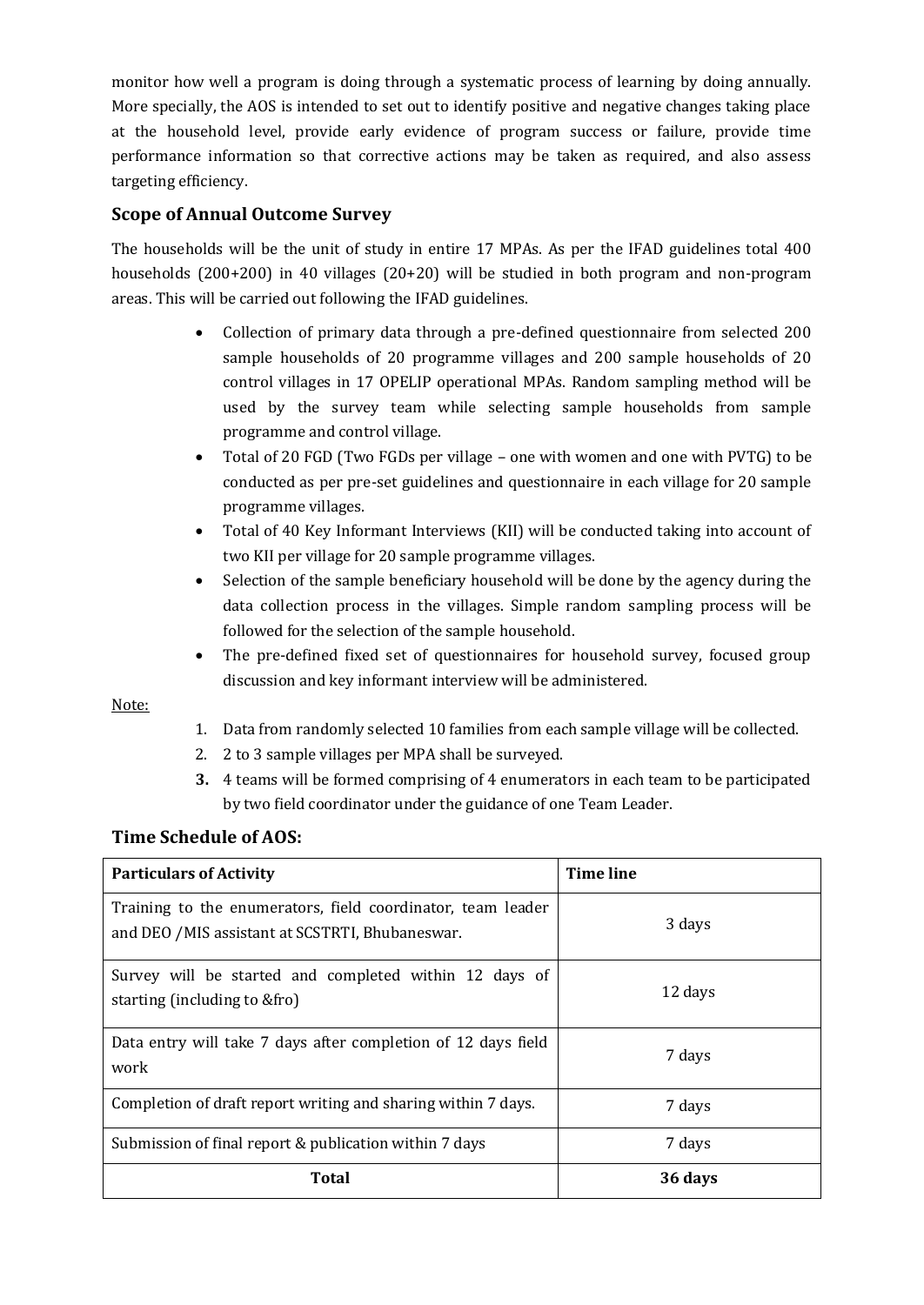monitor how well a program is doing through a systematic process of learning by doing annually. More specially, the AOS is intended to set out to identify positive and negative changes taking place at the household level, provide early evidence of program success or failure, provide time performance information so that corrective actions may be taken as required, and also assess targeting efficiency.

## Scope of Annual Outcome Survey

The households will be the unit of study in entire 17 MPAs. As per the IFAD guidelines total 400 households (200+200) in 40 villages (20+20) will be studied in both program and non-program areas. This will be carried out following the IFAD guidelines.

- Collection of primary data through a pre-defined questionnaire from selected 200 sample households of 20 programme villages and 200 sample households of 20 control villages in 17 OPELIP operational MPAs. Random sampling method will be used by the survey team while selecting sample households from sample programme and control village.
- Total of 20 FGD (Two FGDs per village – one with women and one with PVTG) to be conducted as per pre-set guidelines and questionnaire in each village for 20 sample programme villages.
- Total of 40 Key Informant Interviews (KII) will be conducted taking into account of two KII per village for 20 sample programme villages.
- Selection of the sample beneficiary household will be done by the agency during the data collection process in the villages. Simple random sampling process will be followed for the selection of the sample household.
- The pre-defined fixed set of questionnaires for household survey, focused group discussion and key informant interview will be administered.

Note:

1. Data from randomly selected 10 families from each sample village will be collected.
2. 2 to 3 sample villages per MPA shall be surveyed.
3. 4 teams will be formed comprising of 4 enumerators in each team to be participated by two field coordinator under the guidance of one Team Leader.

## Time Schedule of AOS:

| Particulars of Activity | Time line |
|---|---|
| Training to the enumerators, field coordinator, team leader and DEO /MIS assistant at SCSTRTI, Bhubaneswar. | 3 days |
| Survey will be started and completed within 12 days of starting (including to &fro) | 12 days |
| Data entry will take 7 days after completion of 12 days field work | 7 days |
| Completion of draft report writing and sharing within 7 days. | 7 days |
| Submission of final report & publication within 7 days | 7 days |
| **Total** | **36 days** |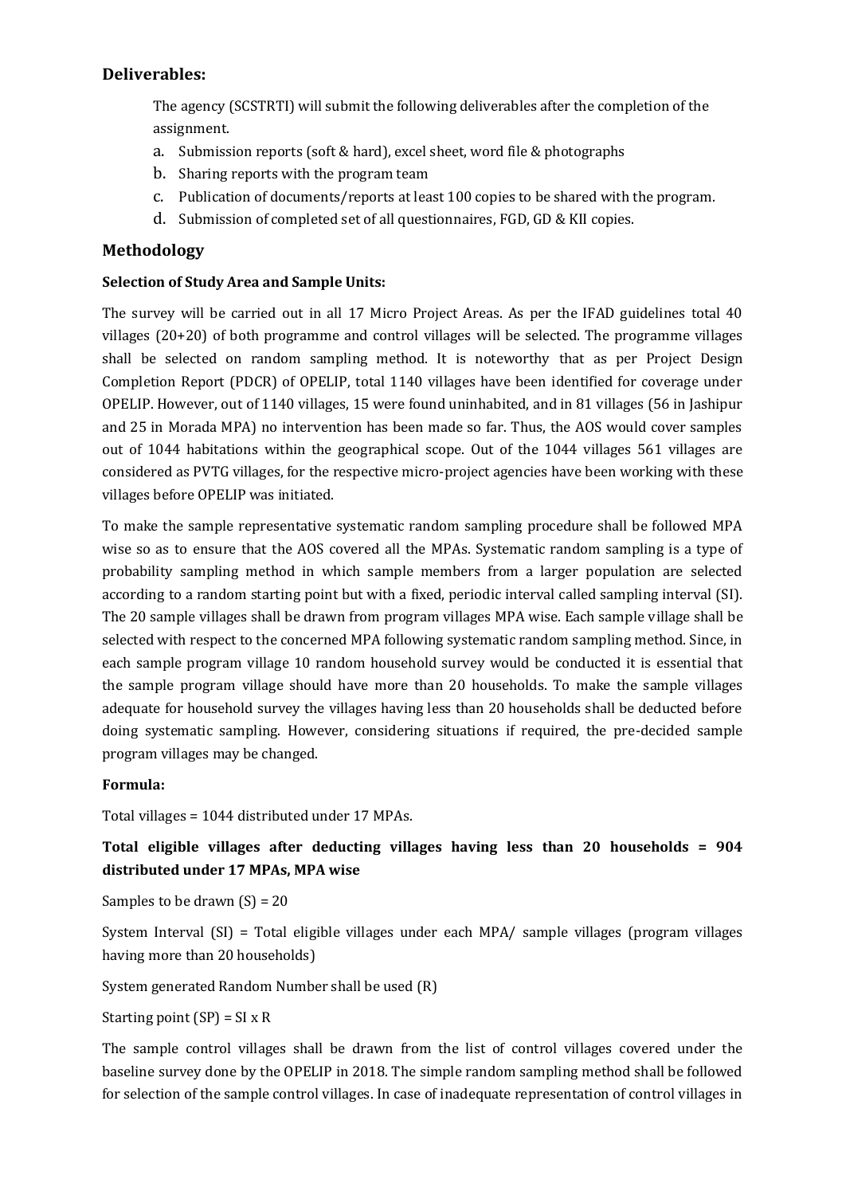## Deliverables:

The agency (SCSTRTI) will submit the following deliverables after the completion of the assignment.

a. Submission reports (soft & hard), excel sheet, word file & photographs
b. Sharing reports with the program team
c. Publication of documents/reports at least 100 copies to be shared with the program.
d. Submission of completed set of all questionnaires, FGD, GD & KII copies.

## Methodology

**Selection of Study Area and Sample Units:**

The survey will be carried out in all 17 Micro Project Areas. As per the IFAD guidelines total 40 villages (20+20) of both programme and control villages will be selected. The programme villages shall be selected on random sampling method. It is noteworthy that as per Project Design Completion Report (PDCR) of OPELIP, total 1140 villages have been identified for coverage under OPELIP. However, out of 1140 villages, 15 were found uninhabited, and in 81 villages (56 in Jashipur and 25 in Morada MPA) no intervention has been made so far. Thus, the AOS would cover samples out of 1044 habitations within the geographical scope. Out of the 1044 villages 561 villages are considered as PVTG villages, for the respective micro-project agencies have been working with these villages before OPELIP was initiated.

To make the sample representative systematic random sampling procedure shall be followed MPA wise so as to ensure that the AOS covered all the MPAs. Systematic random sampling is a type of probability sampling method in which sample members from a larger population are selected according to a random starting point but with a fixed, periodic interval called sampling interval (SI). The 20 sample villages shall be drawn from program villages MPA wise. Each sample village shall be selected with respect to the concerned MPA following systematic random sampling method. Since, in each sample program village 10 random household survey would be conducted it is essential that the sample program village should have more than 20 households. To make the sample villages adequate for household survey the villages having less than 20 households shall be deducted before doing systematic sampling. However, considering situations if required, the pre-decided sample program villages may be changed.

**Formula:**

Total villages = 1044 distributed under 17 MPAs.

**Total eligible villages after deducting villages having less than 20 households = 904 distributed under 17 MPAs, MPA wise**

Samples to be drawn (S) = 20

System Interval (SI) = Total eligible villages under each MPA/ sample villages (program villages having more than 20 households)

System generated Random Number shall be used (R)

Starting point (SP) = SI x R

The sample control villages shall be drawn from the list of control villages covered under the baseline survey done by the OPELIP in 2018. The simple random sampling method shall be followed for selection of the sample control villages. In case of inadequate representation of control villages in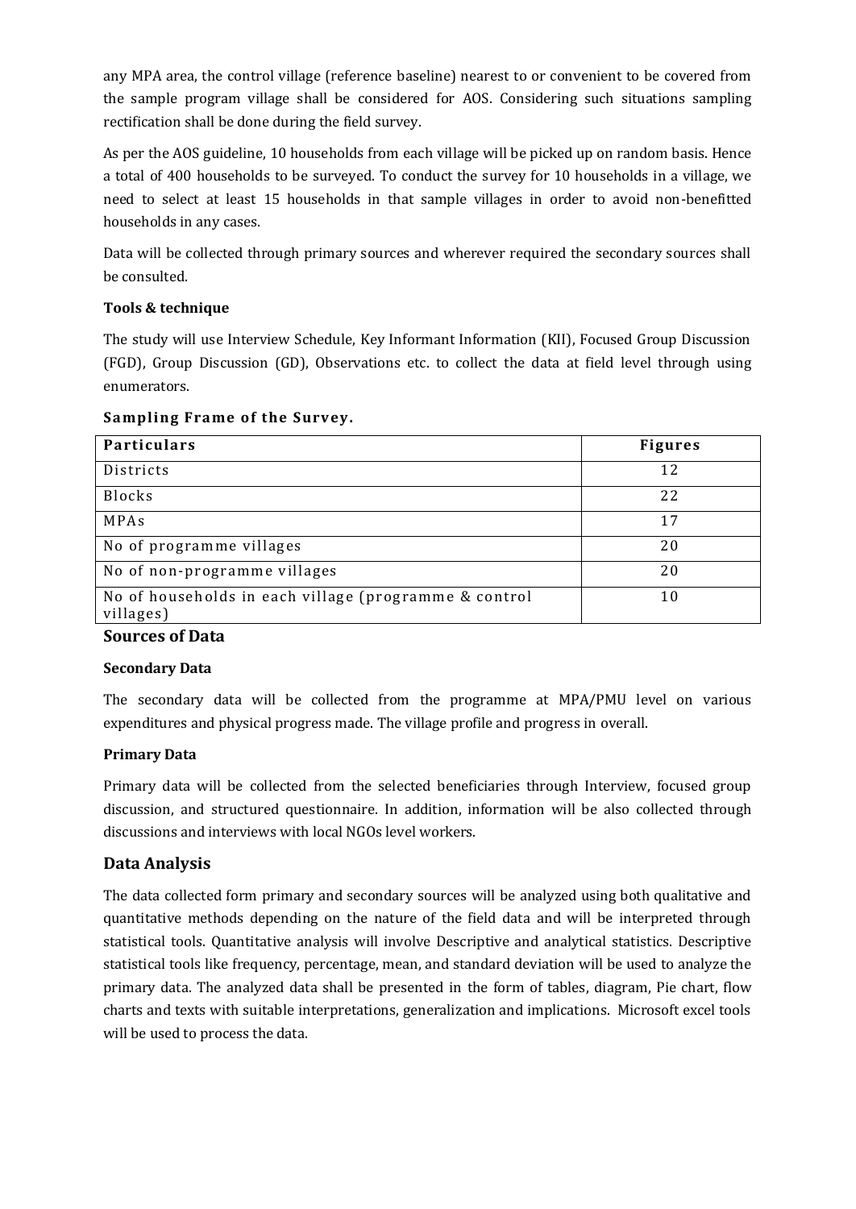any MPA area, the control village (reference baseline) nearest to or convenient to be covered from the sample program village shall be considered for AOS. Considering such situations sampling rectification shall be done during the field survey.

As per the AOS guideline, 10 households from each village will be picked up on random basis. Hence a total of 400 households to be surveyed. To conduct the survey for 10 households in a village, we need to select at least 15 households in that sample villages in order to avoid non-benefitted households in any cases.

Data will be collected through primary sources and wherever required the secondary sources shall be consulted.

**Tools & technique**

The study will use Interview Schedule, Key Informant Information (KII), Focused Group Discussion (FGD), Group Discussion (GD), Observations etc. to collect the data at field level through using enumerators.

**Sampling Frame of the Survey.**

| Particulars | Figures |
| --- | --- |
| Districts | 12 |
| Blocks | 22 |
| MPAs | 17 |
| No of programme villages | 20 |
| No of non-programme villages | 20 |
| No of households in each village (programme & control villages) | 10 |

## Sources of Data

**Secondary Data**

The secondary data will be collected from the programme at MPA/PMU level on various expenditures and physical progress made. The village profile and progress in overall.

**Primary Data**

Primary data will be collected from the selected beneficiaries through Interview, focused group discussion, and structured questionnaire. In addition, information will be also collected through discussions and interviews with local NGOs level workers.

## Data Analysis

The data collected form primary and secondary sources will be analyzed using both qualitative and quantitative methods depending on the nature of the field data and will be interpreted through statistical tools. Quantitative analysis will involve Descriptive and analytical statistics. Descriptive statistical tools like frequency, percentage, mean, and standard deviation will be used to analyze the primary data. The analyzed data shall be presented in the form of tables, diagram, Pie chart, flow charts and texts with suitable interpretations, generalization and implications. Microsoft excel tools will be used to process the data.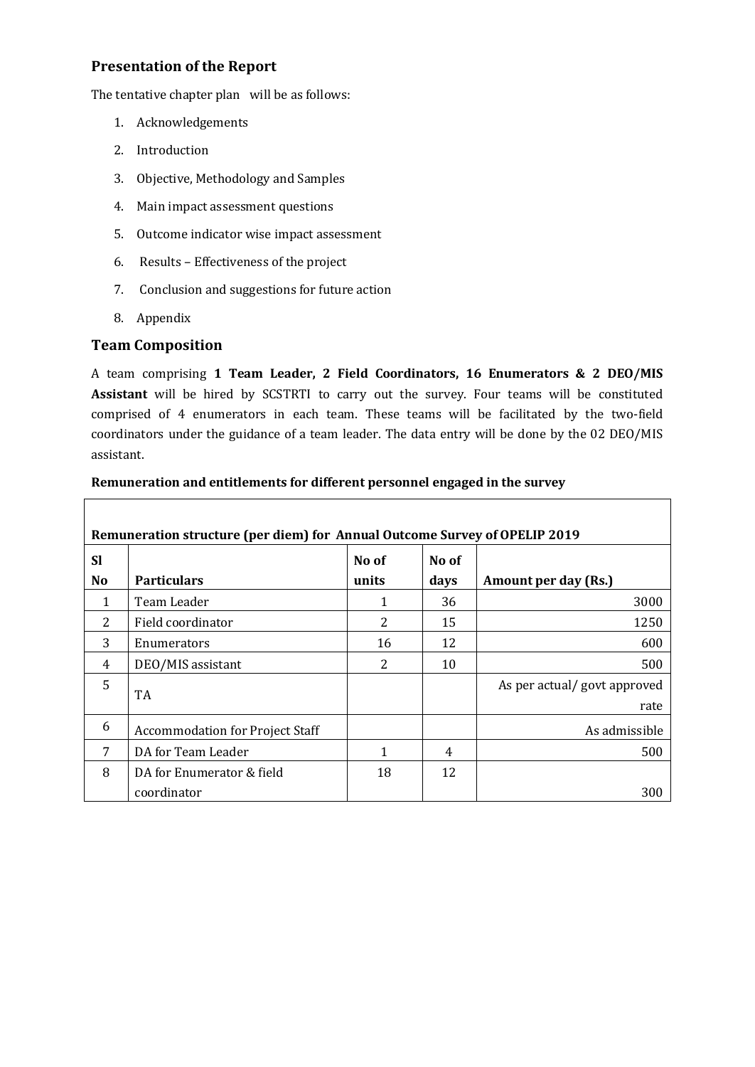## Presentation of the Report

The tentative chapter plan will be as follows:

1. Acknowledgements
2. Introduction
3. Objective, Methodology and Samples
4. Main impact assessment questions
5. Outcome indicator wise impact assessment
6. Results – Effectiveness of the project
7. Conclusion and suggestions for future action
8. Appendix

## Team Composition

A team comprising **1 Team Leader, 2 Field Coordinators, 16 Enumerators & 2 DEO/MIS Assistant** will be hired by SCSTRTI to carry out the survey. Four teams will be constituted comprised of 4 enumerators in each team. These teams will be facilitated by the two-field coordinators under the guidance of a team leader. The data entry will be done by the 02 DEO/MIS assistant.

**Remuneration and entitlements for different personnel engaged in the survey**

| **Remuneration structure (per diem) for Annual Outcome Survey of OPELIP 2019** | | | | |
|---|---|---|---|---|
| **Sl No** | **Particulars** | **No of units** | **No of days** | **Amount per day (Rs.)** |
| 1 | Team Leader | 1 | 36 | 3000 |
| 2 | Field coordinator | 2 | 15 | 1250 |
| 3 | Enumerators | 16 | 12 | 600 |
| 4 | DEO/MIS assistant | 2 | 10 | 500 |
| 5 | TA | | | As per actual/ govt approved rate |
| 6 | Accommodation for Project Staff | | | As admissible |
| 7 | DA for Team Leader | 1 | 4 | 500 |
| 8 | DA for Enumerator & field coordinator | 18 | 12 | 300 |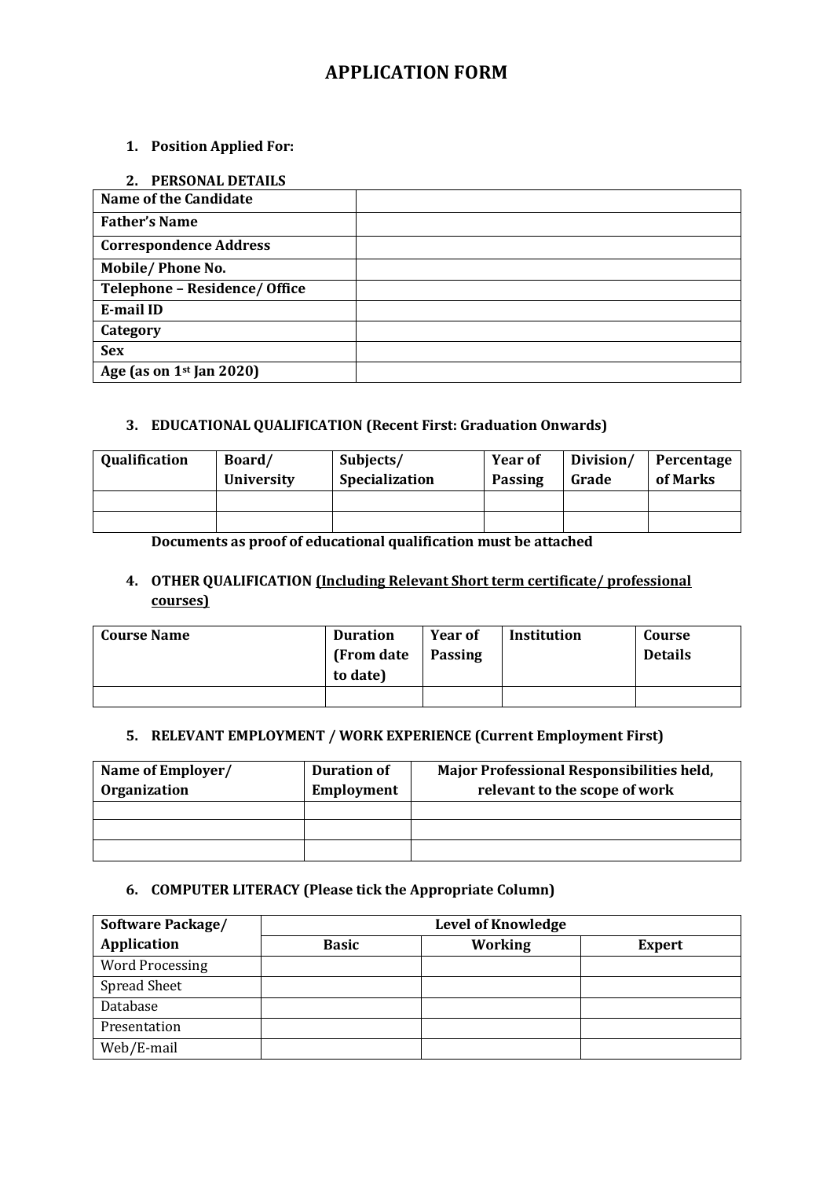# APPLICATION FORM

1. **Position Applied For:**

2. **PERSONAL DETAILS**

| **Name of the Candidate** | |
|---|---|
| **Father's Name** | |
| **Correspondence Address** | |
| **Mobile/ Phone No.** | |
| **Telephone – Residence/ Office** | |
| **E-mail ID** | |
| **Category** | |
| **Sex** | |
| **Age (as on 1st Jan 2020)** | |

3. **EDUCATIONAL QUALIFICATION (Recent First: Graduation Onwards)**

| Qualification | Board/ University | Subjects/ Specialization | Year of Passing | Division/ Grade | Percentage of Marks |
|---|---|---|---|---|---|
| | | | | | |
| | | | | | |

**Documents as proof of educational qualification must be attached**

4. **OTHER QUALIFICATION <u>(Including Relevant Short term certificate/ professional courses)</u>**

| Course Name | Duration (From date to date) | Year of Passing | Institution | Course Details |
|---|---|---|---|---|
| | | | | |

5. **RELEVANT EMPLOYMENT / WORK EXPERIENCE (Current Employment First)**

| Name of Employer/ Organization | Duration of Employment | Major Professional Responsibilities held, relevant to the scope of work |
|---|---|---|
| | | |
| | | |
| | | |

6. **COMPUTER LITERACY (Please tick the Appropriate Column)**

| Software Package/ Application | Level of Knowledge | | |
|---|---|---|---|
| | **Basic** | **Working** | **Expert** |
| Word Processing | | | |
| Spread Sheet | | | |
| Database | | | |
| Presentation | | | |
| Web/E-mail | | | |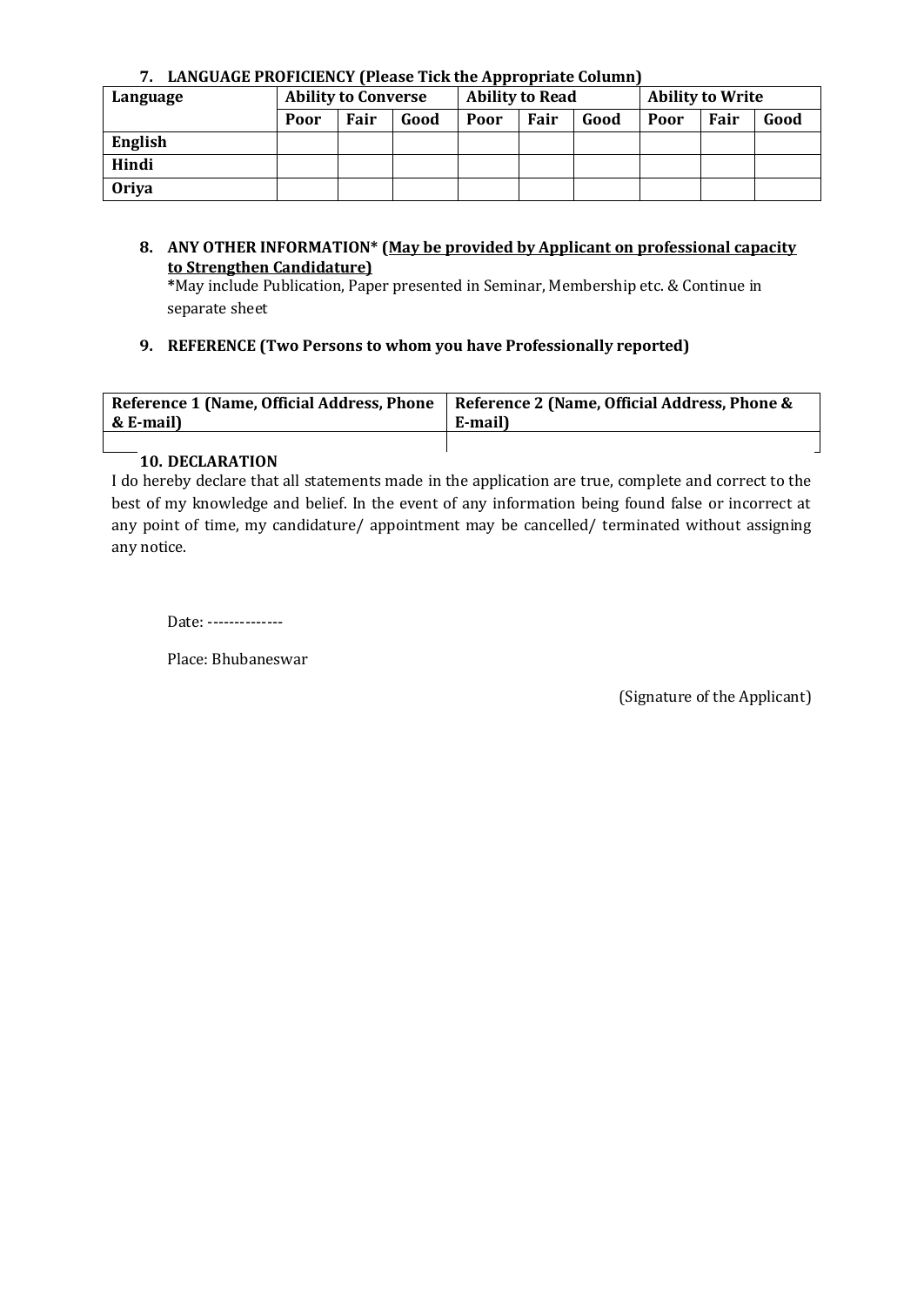### 7. LANGUAGE PROFICIENCY (Please Tick the Appropriate Column)

| Language | Ability to Converse | | | Ability to Read | | | Ability to Write | | |
|---|---|---|---|---|---|---|---|---|---|
| | Poor | Fair | Good | Poor | Fair | Good | Poor | Fair | Good |
| English | | | | | | | | | |
| Hindi | | | | | | | | | |
| Oriya | | | | | | | | | |

### 8. ANY OTHER INFORMATION* (<u>May be provided by Applicant on professional capacity to Strengthen Candidature)</u>

**\***May include Publication, Paper presented in Seminar, Membership etc. & Continue in separate sheet

### 9. REFERENCE (Two Persons to whom you have Professionally reported)

| Reference 1 (Name, Official Address, Phone & E-mail) | Reference 2 (Name, Official Address, Phone & E-mail) |
|---|---|
| | |

### 10. DECLARATION

I do hereby declare that all statements made in the application are true, complete and correct to the best of my knowledge and belief. In the event of any information being found false or incorrect at any point of time, my candidature/ appointment may be cancelled/ terminated without assigning any notice.

Date: --------------

Place: Bhubaneswar

(Signature of the Applicant)